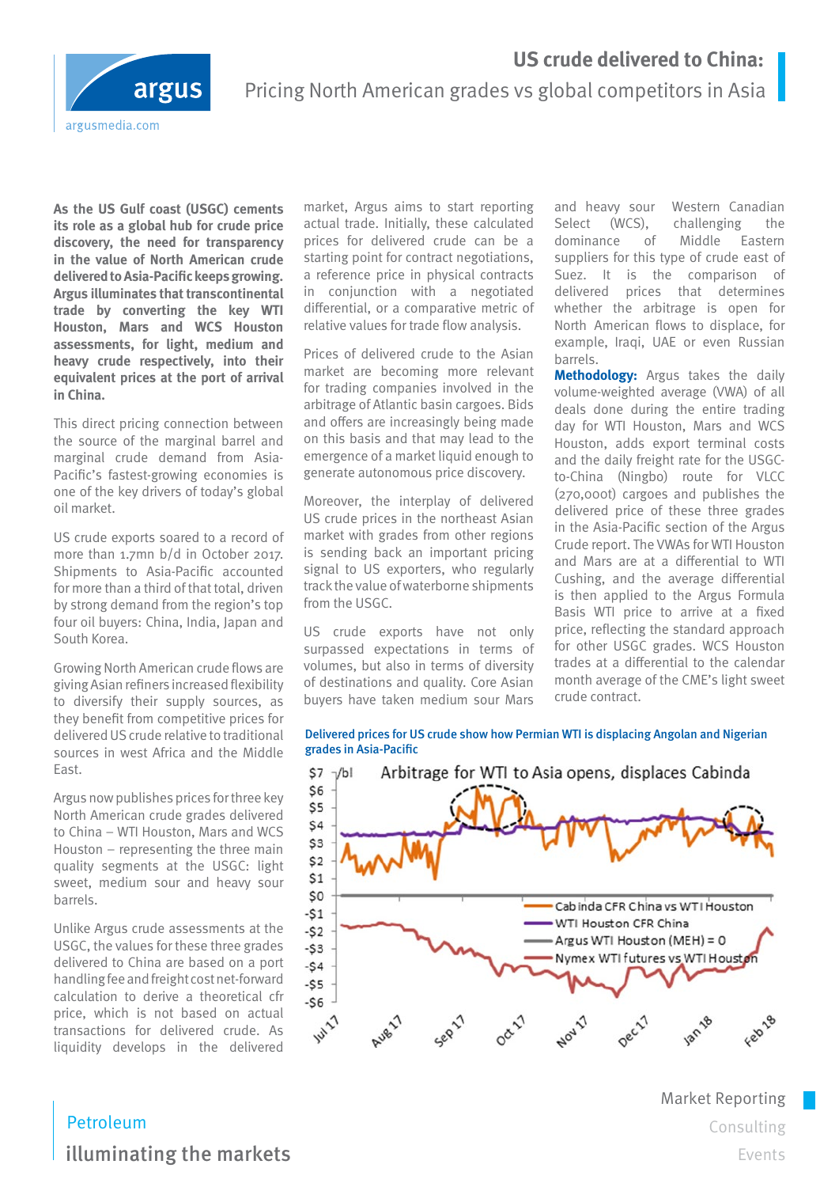# US crude delivered to China:

## Pricing North American grades vs global competitors in Asia

**As the US Gulf coast (USGC) cements its role as a global hub for crude price discovery, the need for transparency in the value of North American crude delivered to Asia-Pacific keeps growing. Argus illuminates that transcontinental trade by converting the key WTI Houston, Mars and WCS Houston assessments, for light, medium and heavy crude respectively, into their equivalent prices at the port of arrival in China.**

This direct pricing connection between the source of the marginal barrel and marginal crude demand from Asia-Pacific's fastest-growing economies is one of the key drivers of today's global oil market.

US crude exports soared to a record of more than 1.7mn b/d in October 2017. Shipments to Asia-Pacific accounted for more than a third of that total, driven by strong demand from the region's top four oil buyers: China, India, Japan and South Korea.

Growing North American crude flows are giving Asian refiners increased flexibility to diversify their supply sources, as they benefit from competitive prices for delivered US crude relative to traditional sources in west Africa and the Middle East.

Argus now publishes prices for three key North American crude grades delivered to China – WTI Houston, Mars and WCS Houston – representing the three main quality segments at the USGC: light sweet, medium sour and heavy sour barrels.

Unlike Argus crude assessments at the USGC, the values for these three grades delivered to China are based on a port handling fee and freight cost net-forward calculation to derive a theoretical cfr price, which is not based on actual transactions for delivered crude. As liquidity develops in the delivered market, Argus aims to start reporting actual trade. Initially, these calculated prices for delivered crude can be a starting point for contract negotiations, a reference price in physical contracts in conjunction with a negotiated differential, or a comparative metric of relative values for trade flow analysis.

Prices of delivered crude to the Asian market are becoming more relevant for trading companies involved in the arbitrage of Atlantic basin cargoes. Bids and offers are increasingly being made on this basis and that may lead to the emergence of a market liquid enough to generate autonomous price discovery.

Moreover, the interplay of delivered US crude prices in the northeast Asian market with grades from other regions is sending back an important pricing signal to US exporters, who regularly track the value of waterborne shipments from the USGC.

US crude exports have not only surpassed expectations in terms of volumes, but also in terms of diversity of destinations and quality. Core Asian buyers have taken medium sour Mars and heavy sour Western Canadian Select (WCS), challenging the dominance of Middle Eastern suppliers for this type of crude east of Suez. It is the comparison of delivered prices that determines whether the arbitrage is open for North American flows to displace, for example, Iraqi, UAE or even Russian barrels.

**Methodology:** Argus takes the daily volume-weighted average (VWA) of all deals done during the entire trading day for WTI Houston, Mars and WCS Houston, adds export terminal costs and the daily freight rate for the USGC-to-China (Ningbo) route for VLCC (270,000t) cargoes and publishes the delivered price of these three grades in the Asia-Pacific section of the Argus Crude report. The VWAs for WTI Houston and Mars are at a differential to WTI Cushing, and the average differential is then applied to the Argus Formula Basis WTI price to arrive at a fixed price, reflecting the standard approach for other USGC grades. WCS Houston trades at a differential to the calendar month average of the CME's light sweet crude contract.

**Delivered prices for US crude show how Permian WTI is displacing Angolan and Nigerian grades in Asia-Pacific**

Petroleum

illuminating the markets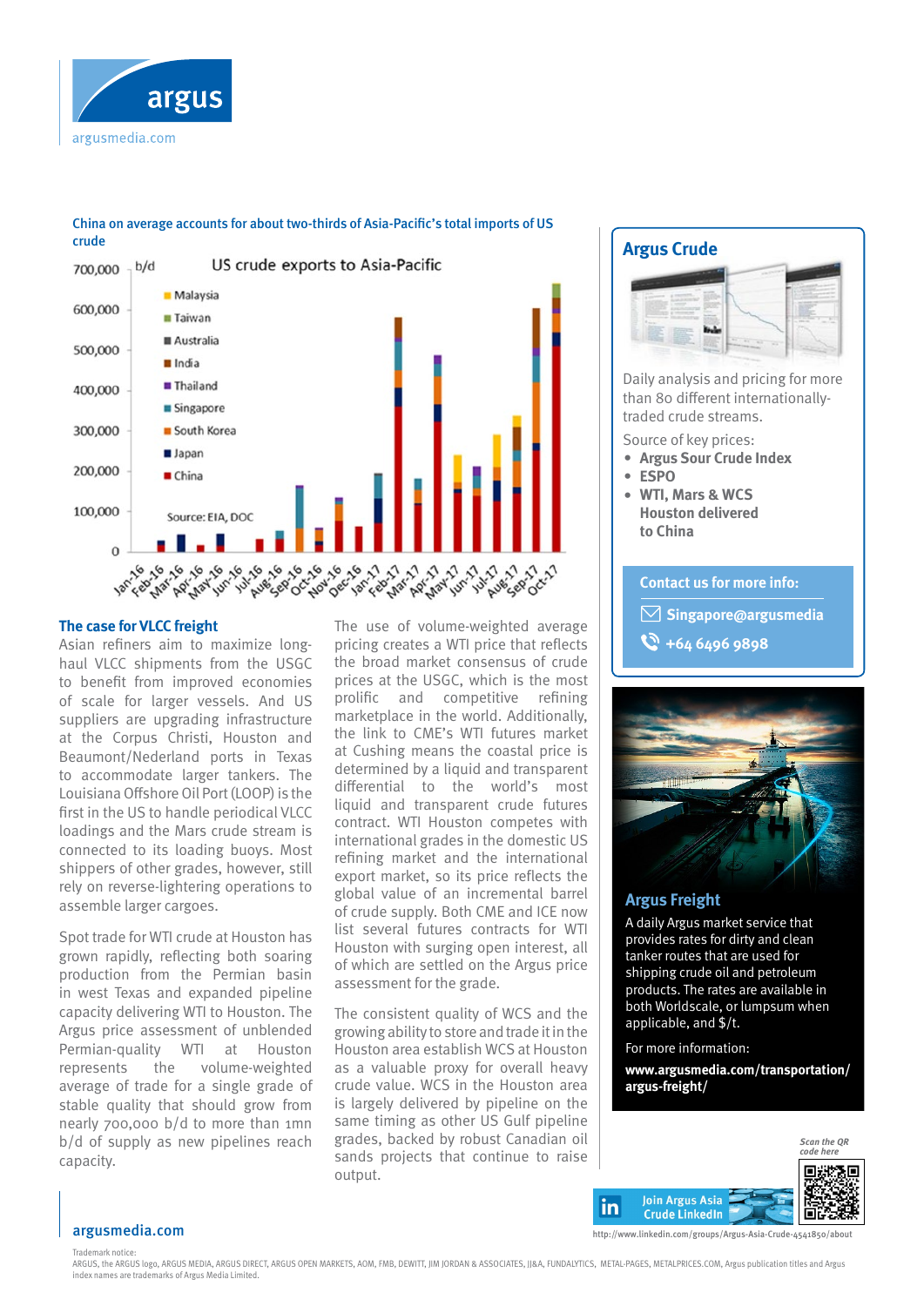argus

argusmedia.com

**China on average accounts for about two-thirds of Asia-Pacific's total imports of US crude**

US crude exports to Asia-Pacific

b/d

700,000
600,000
500,000
400,000
300,000
200,000
100,000
0

Malaysia
Taiwan
Australia
India
Thailand
Singapore
South Korea
Japan
China

Source: EIA, DOC

Jan-16 Feb-16 Mar-16 Apr-16 May-16 Jun-16 Jul-16 Aug-16 Sep-16 Oct-16 Nov-16 Dec-16 Jan-17 Feb-17 Mar-17 Apr-17 May-17 Jun-17 Jul-17 Aug-17 Sep-17 Oct-17

## The case for VLCC freight

Asian refiners aim to maximize long-haul VLCC shipments from the USGC to benefit from improved economies of scale for larger vessels. And US suppliers are upgrading infrastructure at the Corpus Christi, Houston and Beaumont/Nederland ports in Texas to accommodate larger tankers. The Louisiana Offshore Oil Port (LOOP) is the first in the US to handle periodical VLCC loadings and the Mars crude stream is connected to its loading buoys. Most shippers of other grades, however, still rely on reverse-lightering operations to assemble larger cargoes.

Spot trade for WTI crude at Houston has grown rapidly, reflecting both soaring production from the Permian basin in west Texas and expanded pipeline capacity delivering WTI to Houston. The Argus price assessment of unblended Permian-quality WTI at Houston represents the volume-weighted average of trade for a single grade of stable quality that should grow from nearly 700,000 b/d to more than 1mn b/d of supply as new pipelines reach capacity.

The use of volume-weighted average pricing creates a WTI price that reflects the broad market consensus of crude prices at the USGC, which is the most prolific and competitive refining marketplace in the world. Additionally, the link to CME's WTI futures market at Cushing means the coastal price is determined by a liquid and transparent differential to the world's most liquid and transparent crude futures contract. WTI Houston competes with international grades in the domestic US refining market and the international export market, so its price reflects the global value of an incremental barrel of crude supply. Both CME and ICE now list several futures contracts for WTI Houston with surging open interest, all of which are settled on the Argus price assessment for the grade.

The consistent quality of WCS and the growing ability to store and trade it in the Houston area establish WCS at Houston as a valuable proxy for overall heavy crude value. WCS in the Houston area is largely delivered by pipeline on the same timing as other US Gulf pipeline grades, backed by robust Canadian oil sands projects that continue to raise output.

## Argus Crude

Daily analysis and pricing for more than 80 different internationally-traded crude streams.

Source of key prices:

- **Argus Sour Crude Index**
- **ESPO**
- **WTI, Mars & WCS Houston delivered to China**

**Contact us for more info:**

**Singapore@argusmedia**

**+64 6496 9898**

## Argus Freight

A daily Argus market service that provides rates for dirty and clean tanker routes that are used for shipping crude oil and petroleum products. The rates are available in both Worldscale, or lumpsum when applicable, and $/t.

For more information:

**www.argusmedia.com/transportation/argus-freight/**

*Scan the QR code here*

Join Argus Asia Crude LinkedIn

http://www.linkedin.com/groups/Argus-Asia-Crude-4541850/about

argusmedia.com

Trademark notice:
ARGUS, the ARGUS logo, ARGUS MEDIA, ARGUS DIRECT, ARGUS OPEN MARKETS, AOM, FMB, DEWITT, JIM JORDAN & ASSOCIATES, JJ&A, FUNDALYTICS, METAL-PAGES, METALPRICES.COM, Argus publication titles and Argus index names are trademarks of Argus Media Limited.